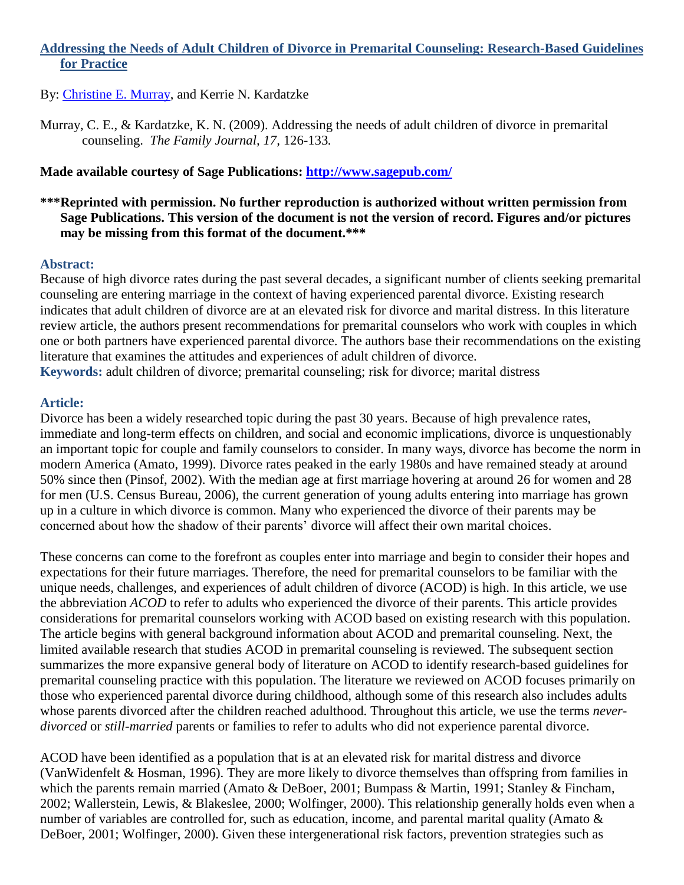# [Addressing the Needs of Adult Children of Divorce in Premarital Counseling: Research-Based Guidelines for Practice](#)

By: [Christine E. Murray](#), and Kerrie N. Kardatzke

Murray, C. E., & Kardatzke, K. N. (2009). Addressing the needs of adult children of divorce in premarital counseling. *The Family Journal, 17,* 126-133.

**Made available courtesy of Sage Publications: [http://www.sagepub.com/](http://www.sagepub.com/)**

**\*\*\*Reprinted with permission. No further reproduction is authorized without written permission from Sage Publications. This version of the document is not the version of record. Figures and/or pictures may be missing from this format of the document.\*\*\***

## Abstract:

Because of high divorce rates during the past several decades, a significant number of clients seeking premarital counseling are entering marriage in the context of having experienced parental divorce. Existing research indicates that adult children of divorce are at an elevated risk for divorce and marital distress. In this literature review article, the authors present recommendations for premarital counselors who work with couples in which one or both partners have experienced parental divorce. The authors base their recommendations on the existing literature that examines the attitudes and experiences of adult children of divorce.

**Keywords:** adult children of divorce; premarital counseling; risk for divorce; marital distress

## Article:

Divorce has been a widely researched topic during the past 30 years. Because of high prevalence rates, immediate and long-term effects on children, and social and economic implications, divorce is unquestionably an important topic for couple and family counselors to consider. In many ways, divorce has become the norm in modern America (Amato, 1999). Divorce rates peaked in the early 1980s and have remained steady at around 50% since then (Pinsof, 2002). With the median age at first marriage hovering at around 26 for women and 28 for men (U.S. Census Bureau, 2006), the current generation of young adults entering into marriage has grown up in a culture in which divorce is common. Many who experienced the divorce of their parents may be concerned about how the shadow of their parents' divorce will affect their own marital choices.

These concerns can come to the forefront as couples enter into marriage and begin to consider their hopes and expectations for their future marriages. Therefore, the need for premarital counselors to be familiar with the unique needs, challenges, and experiences of adult children of divorce (ACOD) is high. In this article, we use the abbreviation *ACOD* to refer to adults who experienced the divorce of their parents. This article provides considerations for premarital counselors working with ACOD based on existing research with this population. The article begins with general background information about ACOD and premarital counseling. Next, the limited available research that studies ACOD in premarital counseling is reviewed. The subsequent section summarizes the more expansive general body of literature on ACOD to identify research-based guidelines for premarital counseling practice with this population. The literature we reviewed on ACOD focuses primarily on those who experienced parental divorce during childhood, although some of this research also includes adults whose parents divorced after the children reached adulthood. Throughout this article, we use the terms *never-divorced* or *still-married* parents or families to refer to adults who did not experience parental divorce.

ACOD have been identified as a population that is at an elevated risk for marital distress and divorce (VanWidenfelt & Hosman, 1996). They are more likely to divorce themselves than offspring from families in which the parents remain married (Amato & DeBoer, 2001; Bumpass & Martin, 1991; Stanley & Fincham, 2002; Wallerstein, Lewis, & Blakeslee, 2000; Wolfinger, 2000). This relationship generally holds even when a number of variables are controlled for, such as education, income, and parental marital quality (Amato & DeBoer, 2001; Wolfinger, 2000). Given these intergenerational risk factors, prevention strategies such as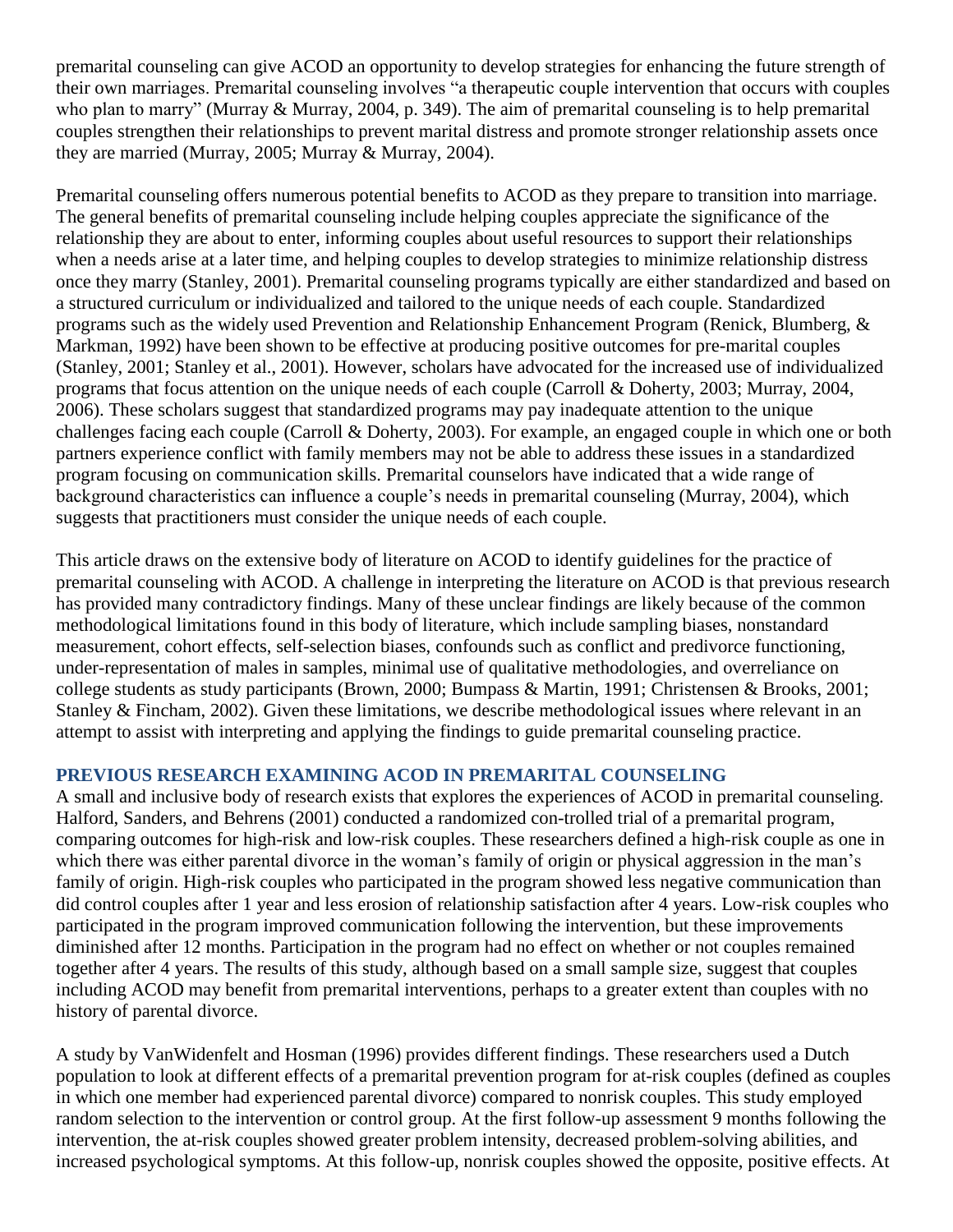premarital counseling can give ACOD an opportunity to develop strategies for enhancing the future strength of their own marriages. Premarital counseling involves "a therapeutic couple intervention that occurs with couples who plan to marry" (Murray & Murray, 2004, p. 349). The aim of premarital counseling is to help premarital couples strengthen their relationships to prevent marital distress and promote stronger relationship assets once they are married (Murray, 2005; Murray & Murray, 2004).

Premarital counseling offers numerous potential benefits to ACOD as they prepare to transition into marriage. The general benefits of premarital counseling include helping couples appreciate the significance of the relationship they are about to enter, informing couples about useful resources to support their relationships when a needs arise at a later time, and helping couples to develop strategies to minimize relationship distress once they marry (Stanley, 2001). Premarital counseling programs typically are either standardized and based on a structured curriculum or individualized and tailored to the unique needs of each couple. Standardized programs such as the widely used Prevention and Relationship Enhancement Program (Renick, Blumberg, & Markman, 1992) have been shown to be effective at producing positive outcomes for pre-marital couples (Stanley, 2001; Stanley et al., 2001). However, scholars have advocated for the increased use of individualized programs that focus attention on the unique needs of each couple (Carroll & Doherty, 2003; Murray, 2004, 2006). These scholars suggest that standardized programs may pay inadequate attention to the unique challenges facing each couple (Carroll & Doherty, 2003). For example, an engaged couple in which one or both partners experience conflict with family members may not be able to address these issues in a standardized program focusing on communication skills. Premarital counselors have indicated that a wide range of background characteristics can influence a couple's needs in premarital counseling (Murray, 2004), which suggests that practitioners must consider the unique needs of each couple.

This article draws on the extensive body of literature on ACOD to identify guidelines for the practice of premarital counseling with ACOD. A challenge in interpreting the literature on ACOD is that previous research has provided many contradictory findings. Many of these unclear findings are likely because of the common methodological limitations found in this body of literature, which include sampling biases, nonstandard measurement, cohort effects, self-selection biases, confounds such as conflict and predivorce functioning, under-representation of males in samples, minimal use of qualitative methodologies, and overreliance on college students as study participants (Brown, 2000; Bumpass & Martin, 1991; Christensen & Brooks, 2001; Stanley & Fincham, 2002). Given these limitations, we describe methodological issues where relevant in an attempt to assist with interpreting and applying the findings to guide premarital counseling practice.

## PREVIOUS RESEARCH EXAMINING ACOD IN PREMARITAL COUNSELING

A small and inclusive body of research exists that explores the experiences of ACOD in premarital counseling. Halford, Sanders, and Behrens (2001) conducted a randomized con-trolled trial of a premarital program, comparing outcomes for high-risk and low-risk couples. These researchers defined a high-risk couple as one in which there was either parental divorce in the woman's family of origin or physical aggression in the man's family of origin. High-risk couples who participated in the program showed less negative communication than did control couples after 1 year and less erosion of relationship satisfaction after 4 years. Low-risk couples who participated in the program improved communication following the intervention, but these improvements diminished after 12 months. Participation in the program had no effect on whether or not couples remained together after 4 years. The results of this study, although based on a small sample size, suggest that couples including ACOD may benefit from premarital interventions, perhaps to a greater extent than couples with no history of parental divorce.

A study by VanWidenfelt and Hosman (1996) provides different findings. These researchers used a Dutch population to look at different effects of a premarital prevention program for at-risk couples (defined as couples in which one member had experienced parental divorce) compared to nonrisk couples. This study employed random selection to the intervention or control group. At the first follow-up assessment 9 months following the intervention, the at-risk couples showed greater problem intensity, decreased problem-solving abilities, and increased psychological symptoms. At this follow-up, nonrisk couples showed the opposite, positive effects. At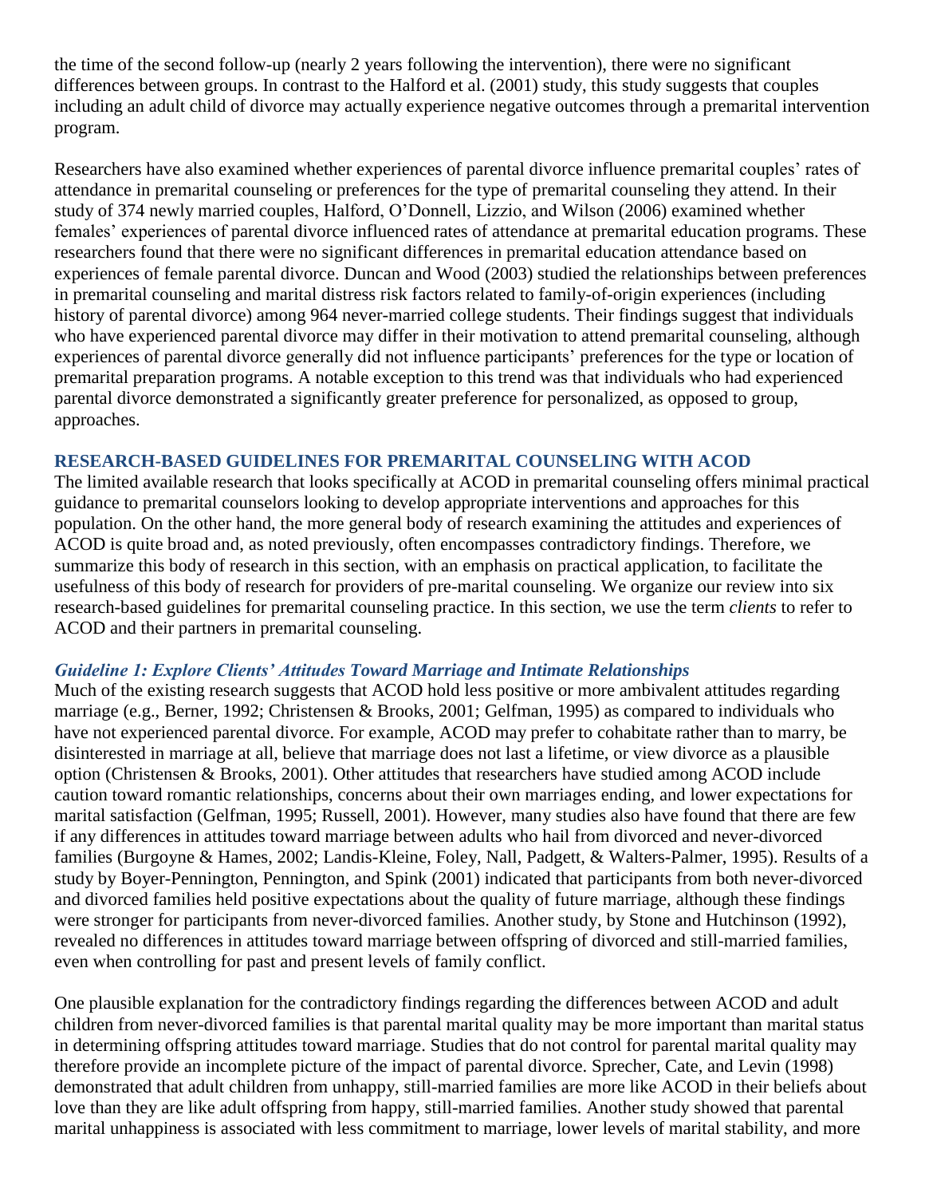the time of the second follow-up (nearly 2 years following the intervention), there were no significant differences between groups. In contrast to the Halford et al. (2001) study, this study suggests that couples including an adult child of divorce may actually experience negative outcomes through a premarital intervention program.

Researchers have also examined whether experiences of parental divorce influence premarital couples' rates of attendance in premarital counseling or preferences for the type of premarital counseling they attend. In their study of 374 newly married couples, Halford, O'Donnell, Lizzio, and Wilson (2006) examined whether females' experiences of parental divorce influenced rates of attendance at premarital education programs. These researchers found that there were no significant differences in premarital education attendance based on experiences of female parental divorce. Duncan and Wood (2003) studied the relationships between preferences in premarital counseling and marital distress risk factors related to family-of-origin experiences (including history of parental divorce) among 964 never-married college students. Their findings suggest that individuals who have experienced parental divorce may differ in their motivation to attend premarital counseling, although experiences of parental divorce generally did not influence participants' preferences for the type or location of premarital preparation programs. A notable exception to this trend was that individuals who had experienced parental divorce demonstrated a significantly greater preference for personalized, as opposed to group, approaches.

## RESEARCH-BASED GUIDELINES FOR PREMARITAL COUNSELING WITH ACOD

The limited available research that looks specifically at ACOD in premarital counseling offers minimal practical guidance to premarital counselors looking to develop appropriate interventions and approaches for this population. On the other hand, the more general body of research examining the attitudes and experiences of ACOD is quite broad and, as noted previously, often encompasses contradictory findings. Therefore, we summarize this body of research in this section, with an emphasis on practical application, to facilitate the usefulness of this body of research for providers of pre-marital counseling. We organize our review into six research-based guidelines for premarital counseling practice. In this section, we use the term *clients* to refer to ACOD and their partners in premarital counseling.

### *Guideline 1: Explore Clients' Attitudes Toward Marriage and Intimate Relationships*

Much of the existing research suggests that ACOD hold less positive or more ambivalent attitudes regarding marriage (e.g., Berner, 1992; Christensen & Brooks, 2001; Gelfman, 1995) as compared to individuals who have not experienced parental divorce. For example, ACOD may prefer to cohabitate rather than to marry, be disinterested in marriage at all, believe that marriage does not last a lifetime, or view divorce as a plausible option (Christensen & Brooks, 2001). Other attitudes that researchers have studied among ACOD include caution toward romantic relationships, concerns about their own marriages ending, and lower expectations for marital satisfaction (Gelfman, 1995; Russell, 2001). However, many studies also have found that there are few if any differences in attitudes toward marriage between adults who hail from divorced and never-divorced families (Burgoyne & Hames, 2002; Landis-Kleine, Foley, Nall, Padgett, & Walters-Palmer, 1995). Results of a study by Boyer-Pennington, Pennington, and Spink (2001) indicated that participants from both never-divorced and divorced families held positive expectations about the quality of future marriage, although these findings were stronger for participants from never-divorced families. Another study, by Stone and Hutchinson (1992), revealed no differences in attitudes toward marriage between offspring of divorced and still-married families, even when controlling for past and present levels of family conflict.

One plausible explanation for the contradictory findings regarding the differences between ACOD and adult children from never-divorced families is that parental marital quality may be more important than marital status in determining offspring attitudes toward marriage. Studies that do not control for parental marital quality may therefore provide an incomplete picture of the impact of parental divorce. Sprecher, Cate, and Levin (1998) demonstrated that adult children from unhappy, still-married families are more like ACOD in their beliefs about love than they are like adult offspring from happy, still-married families. Another study showed that parental marital unhappiness is associated with less commitment to marriage, lower levels of marital stability, and more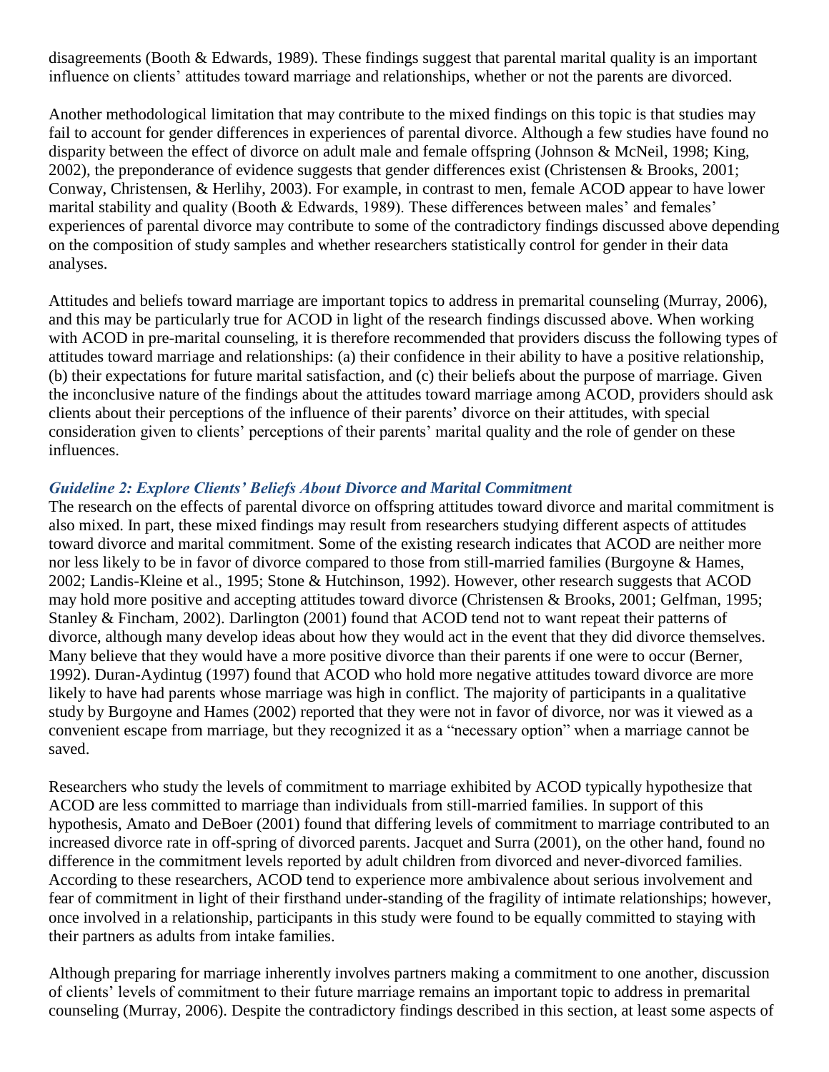disagreements (Booth & Edwards, 1989). These findings suggest that parental marital quality is an important influence on clients' attitudes toward marriage and relationships, whether or not the parents are divorced.

Another methodological limitation that may contribute to the mixed findings on this topic is that studies may fail to account for gender differences in experiences of parental divorce. Although a few studies have found no disparity between the effect of divorce on adult male and female offspring (Johnson & McNeil, 1998; King, 2002), the preponderance of evidence suggests that gender differences exist (Christensen & Brooks, 2001; Conway, Christensen, & Herlihy, 2003). For example, in contrast to men, female ACOD appear to have lower marital stability and quality (Booth & Edwards, 1989). These differences between males' and females' experiences of parental divorce may contribute to some of the contradictory findings discussed above depending on the composition of study samples and whether researchers statistically control for gender in their data analyses.

Attitudes and beliefs toward marriage are important topics to address in premarital counseling (Murray, 2006), and this may be particularly true for ACOD in light of the research findings discussed above. When working with ACOD in pre-marital counseling, it is therefore recommended that providers discuss the following types of attitudes toward marriage and relationships: (a) their confidence in their ability to have a positive relationship, (b) their expectations for future marital satisfaction, and (c) their beliefs about the purpose of marriage. Given the inconclusive nature of the findings about the attitudes toward marriage among ACOD, providers should ask clients about their perceptions of the influence of their parents' divorce on their attitudes, with special consideration given to clients' perceptions of their parents' marital quality and the role of gender on these influences.

### *Guideline 2: Explore Clients' Beliefs About Divorce and Marital Commitment*

The research on the effects of parental divorce on offspring attitudes toward divorce and marital commitment is also mixed. In part, these mixed findings may result from researchers studying different aspects of attitudes toward divorce and marital commitment. Some of the existing research indicates that ACOD are neither more nor less likely to be in favor of divorce compared to those from still-married families (Burgoyne & Hames, 2002; Landis-Kleine et al., 1995; Stone & Hutchinson, 1992). However, other research suggests that ACOD may hold more positive and accepting attitudes toward divorce (Christensen & Brooks, 2001; Gelfman, 1995; Stanley & Fincham, 2002). Darlington (2001) found that ACOD tend not to want repeat their patterns of divorce, although many develop ideas about how they would act in the event that they did divorce themselves. Many believe that they would have a more positive divorce than their parents if one were to occur (Berner, 1992). Duran-Aydintug (1997) found that ACOD who hold more negative attitudes toward divorce are more likely to have had parents whose marriage was high in conflict. The majority of participants in a qualitative study by Burgoyne and Hames (2002) reported that they were not in favor of divorce, nor was it viewed as a convenient escape from marriage, but they recognized it as a "necessary option" when a marriage cannot be saved.

Researchers who study the levels of commitment to marriage exhibited by ACOD typically hypothesize that ACOD are less committed to marriage than individuals from still-married families. In support of this hypothesis, Amato and DeBoer (2001) found that differing levels of commitment to marriage contributed to an increased divorce rate in off-spring of divorced parents. Jacquet and Surra (2001), on the other hand, found no difference in the commitment levels reported by adult children from divorced and never-divorced families. According to these researchers, ACOD tend to experience more ambivalence about serious involvement and fear of commitment in light of their firsthand under-standing of the fragility of intimate relationships; however, once involved in a relationship, participants in this study were found to be equally committed to staying with their partners as adults from intake families.

Although preparing for marriage inherently involves partners making a commitment to one another, discussion of clients' levels of commitment to their future marriage remains an important topic to address in premarital counseling (Murray, 2006). Despite the contradictory findings described in this section, at least some aspects of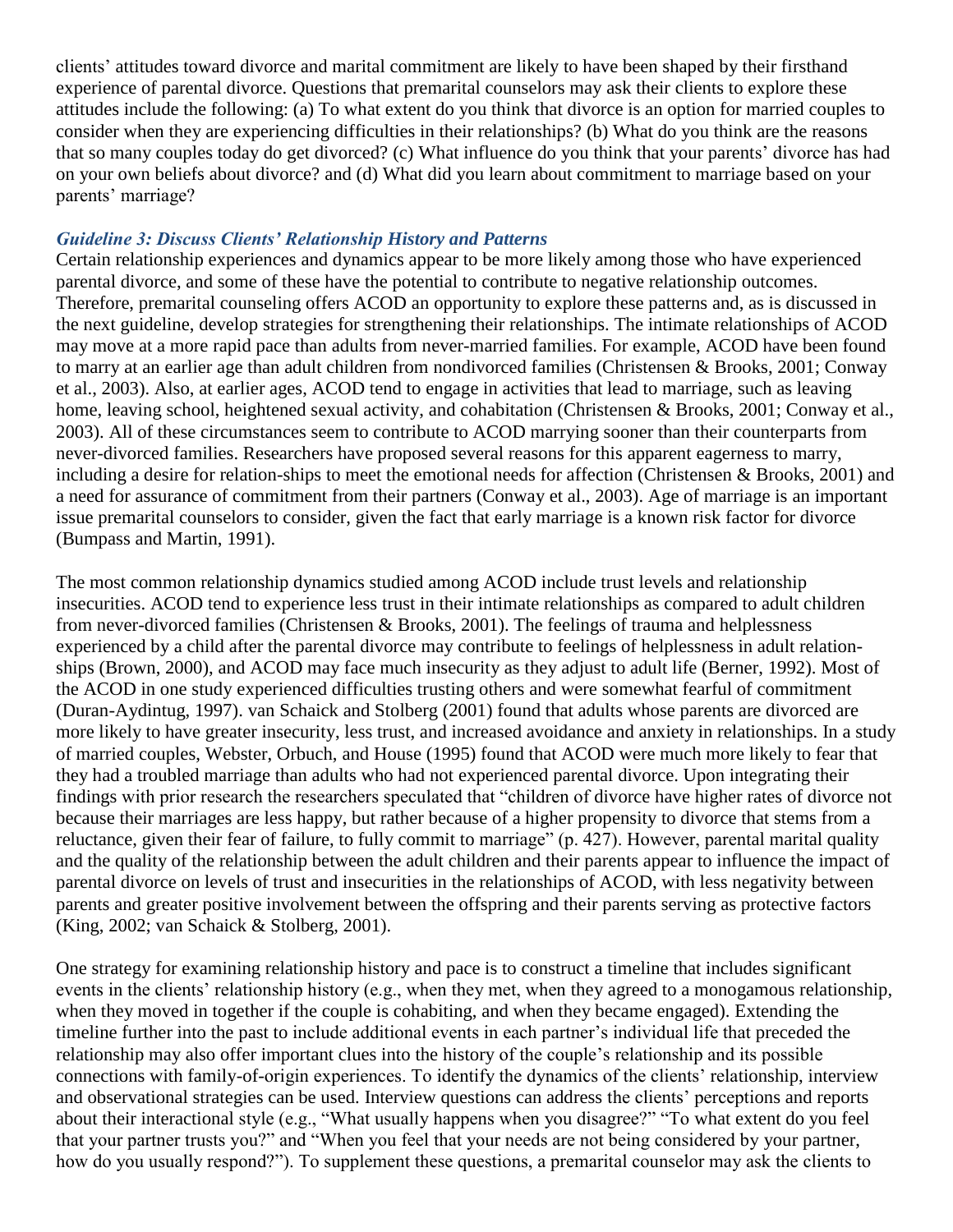clients' attitudes toward divorce and marital commitment are likely to have been shaped by their firsthand experience of parental divorce. Questions that premarital counselors may ask their clients to explore these attitudes include the following: (a) To what extent do you think that divorce is an option for married couples to consider when they are experiencing difficulties in their relationships? (b) What do you think are the reasons that so many couples today do get divorced? (c) What influence do you think that your parents' divorce has had on your own beliefs about divorce? and (d) What did you learn about commitment to marriage based on your parents' marriage?

### *Guideline 3: Discuss Clients' Relationship History and Patterns*

Certain relationship experiences and dynamics appear to be more likely among those who have experienced parental divorce, and some of these have the potential to contribute to negative relationship outcomes. Therefore, premarital counseling offers ACOD an opportunity to explore these patterns and, as is discussed in the next guideline, develop strategies for strengthening their relationships. The intimate relationships of ACOD may move at a more rapid pace than adults from never-married families. For example, ACOD have been found to marry at an earlier age than adult children from nondivorced families (Christensen & Brooks, 2001; Conway et al., 2003). Also, at earlier ages, ACOD tend to engage in activities that lead to marriage, such as leaving home, leaving school, heightened sexual activity, and cohabitation (Christensen & Brooks, 2001; Conway et al., 2003). All of these circumstances seem to contribute to ACOD marrying sooner than their counterparts from never-divorced families. Researchers have proposed several reasons for this apparent eagerness to marry, including a desire for relation-ships to meet the emotional needs for affection (Christensen & Brooks, 2001) and a need for assurance of commitment from their partners (Conway et al., 2003). Age of marriage is an important issue premarital counselors to consider, given the fact that early marriage is a known risk factor for divorce (Bumpass and Martin, 1991).

The most common relationship dynamics studied among ACOD include trust levels and relationship insecurities. ACOD tend to experience less trust in their intimate relationships as compared to adult children from never-divorced families (Christensen & Brooks, 2001). The feelings of trauma and helplessness experienced by a child after the parental divorce may contribute to feelings of helplessness in adult relation-ships (Brown, 2000), and ACOD may face much insecurity as they adjust to adult life (Berner, 1992). Most of the ACOD in one study experienced difficulties trusting others and were somewhat fearful of commitment (Duran-Aydintug, 1997). van Schaick and Stolberg (2001) found that adults whose parents are divorced are more likely to have greater insecurity, less trust, and increased avoidance and anxiety in relationships. In a study of married couples, Webster, Orbuch, and House (1995) found that ACOD were much more likely to fear that they had a troubled marriage than adults who had not experienced parental divorce. Upon integrating their findings with prior research the researchers speculated that "children of divorce have higher rates of divorce not because their marriages are less happy, but rather because of a higher propensity to divorce that stems from a reluctance, given their fear of failure, to fully commit to marriage" (p. 427). However, parental marital quality and the quality of the relationship between the adult children and their parents appear to influence the impact of parental divorce on levels of trust and insecurities in the relationships of ACOD, with less negativity between parents and greater positive involvement between the offspring and their parents serving as protective factors (King, 2002; van Schaick & Stolberg, 2001).

One strategy for examining relationship history and pace is to construct a timeline that includes significant events in the clients' relationship history (e.g., when they met, when they agreed to a monogamous relationship, when they moved in together if the couple is cohabiting, and when they became engaged). Extending the timeline further into the past to include additional events in each partner's individual life that preceded the relationship may also offer important clues into the history of the couple's relationship and its possible connections with family-of-origin experiences. To identify the dynamics of the clients' relationship, interview and observational strategies can be used. Interview questions can address the clients' perceptions and reports about their interactional style (e.g., "What usually happens when you disagree?" "To what extent do you feel that your partner trusts you?" and "When you feel that your needs are not being considered by your partner, how do you usually respond?"). To supplement these questions, a premarital counselor may ask the clients to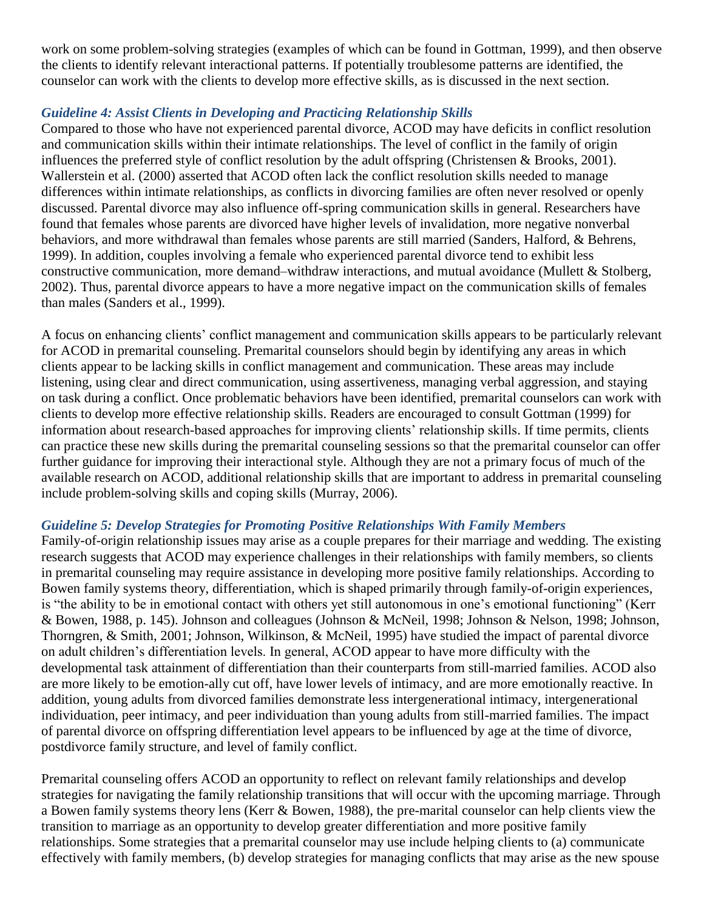work on some problem-solving strategies (examples of which can be found in Gottman, 1999), and then observe the clients to identify relevant interactional patterns. If potentially troublesome patterns are identified, the counselor can work with the clients to develop more effective skills, as is discussed in the next section.

### *Guideline 4: Assist Clients in Developing and Practicing Relationship Skills*

Compared to those who have not experienced parental divorce, ACOD may have deficits in conflict resolution and communication skills within their intimate relationships. The level of conflict in the family of origin influences the preferred style of conflict resolution by the adult offspring (Christensen & Brooks, 2001). Wallerstein et al. (2000) asserted that ACOD often lack the conflict resolution skills needed to manage differences within intimate relationships, as conflicts in divorcing families are often never resolved or openly discussed. Parental divorce may also influence off-spring communication skills in general. Researchers have found that females whose parents are divorced have higher levels of invalidation, more negative nonverbal behaviors, and more withdrawal than females whose parents are still married (Sanders, Halford, & Behrens, 1999). In addition, couples involving a female who experienced parental divorce tend to exhibit less constructive communication, more demand–withdraw interactions, and mutual avoidance (Mullett & Stolberg, 2002). Thus, parental divorce appears to have a more negative impact on the communication skills of females than males (Sanders et al., 1999).

A focus on enhancing clients' conflict management and communication skills appears to be particularly relevant for ACOD in premarital counseling. Premarital counselors should begin by identifying any areas in which clients appear to be lacking skills in conflict management and communication. These areas may include listening, using clear and direct communication, using assertiveness, managing verbal aggression, and staying on task during a conflict. Once problematic behaviors have been identified, premarital counselors can work with clients to develop more effective relationship skills. Readers are encouraged to consult Gottman (1999) for information about research-based approaches for improving clients' relationship skills. If time permits, clients can practice these new skills during the premarital counseling sessions so that the premarital counselor can offer further guidance for improving their interactional style. Although they are not a primary focus of much of the available research on ACOD, additional relationship skills that are important to address in premarital counseling include problem-solving skills and coping skills (Murray, 2006).

### *Guideline 5: Develop Strategies for Promoting Positive Relationships With Family Members*

Family-of-origin relationship issues may arise as a couple prepares for their marriage and wedding. The existing research suggests that ACOD may experience challenges in their relationships with family members, so clients in premarital counseling may require assistance in developing more positive family relationships. According to Bowen family systems theory, differentiation, which is shaped primarily through family-of-origin experiences, is "the ability to be in emotional contact with others yet still autonomous in one's emotional functioning" (Kerr & Bowen, 1988, p. 145). Johnson and colleagues (Johnson & McNeil, 1998; Johnson & Nelson, 1998; Johnson, Thorngren, & Smith, 2001; Johnson, Wilkinson, & McNeil, 1995) have studied the impact of parental divorce on adult children's differentiation levels. In general, ACOD appear to have more difficulty with the developmental task attainment of differentiation than their counterparts from still-married families. ACOD also are more likely to be emotion-ally cut off, have lower levels of intimacy, and are more emotionally reactive. In addition, young adults from divorced families demonstrate less intergenerational intimacy, intergenerational individuation, peer intimacy, and peer individuation than young adults from still-married families. The impact of parental divorce on offspring differentiation level appears to be influenced by age at the time of divorce, postdivorce family structure, and level of family conflict.

Premarital counseling offers ACOD an opportunity to reflect on relevant family relationships and develop strategies for navigating the family relationship transitions that will occur with the upcoming marriage. Through a Bowen family systems theory lens (Kerr & Bowen, 1988), the pre-marital counselor can help clients view the transition to marriage as an opportunity to develop greater differentiation and more positive family relationships. Some strategies that a premarital counselor may use include helping clients to (a) communicate effectively with family members, (b) develop strategies for managing conflicts that may arise as the new spouse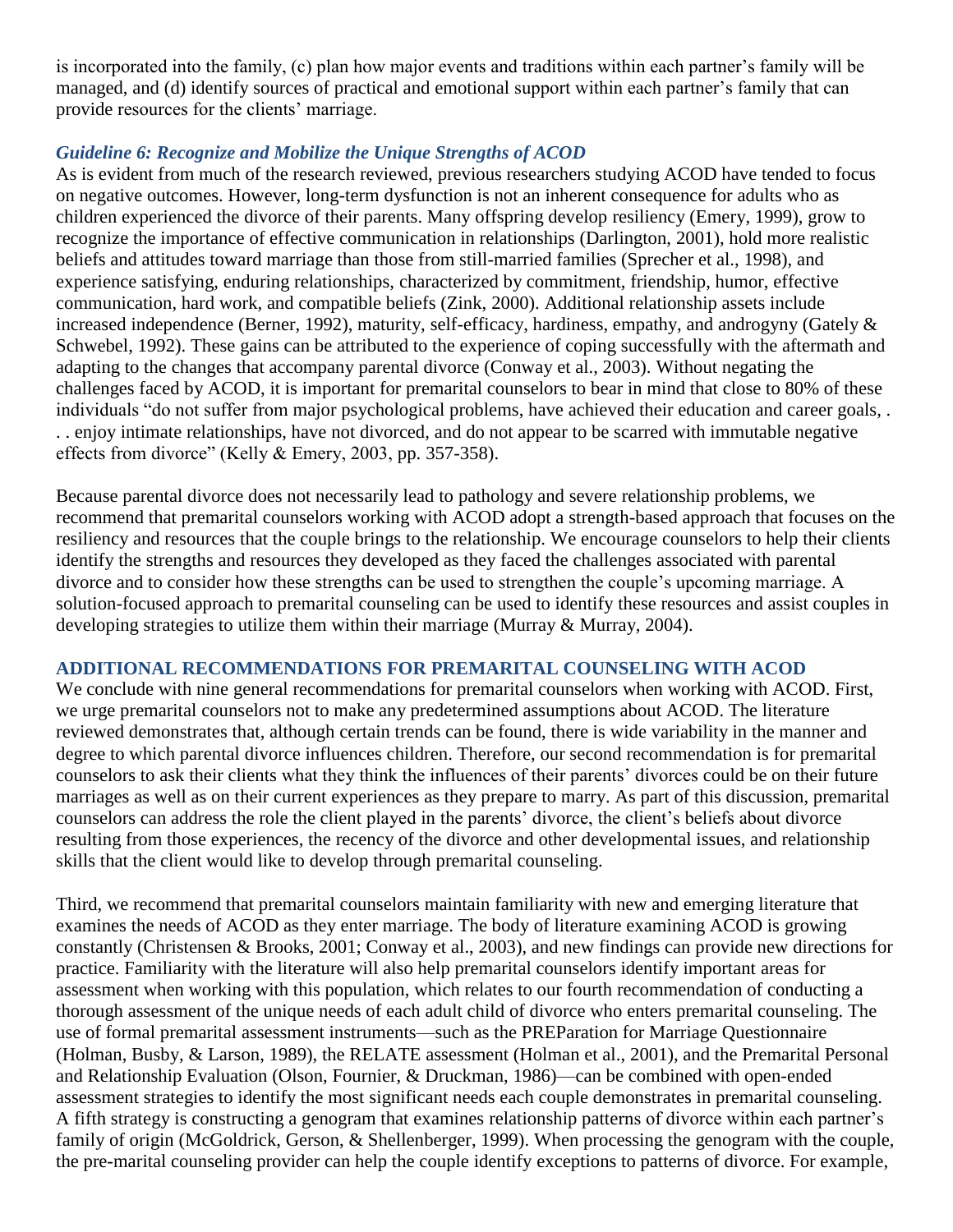is incorporated into the family, (c) plan how major events and traditions within each partner's family will be managed, and (d) identify sources of practical and emotional support within each partner's family that can provide resources for the clients' marriage.

### *Guideline 6: Recognize and Mobilize the Unique Strengths of ACOD*

As is evident from much of the research reviewed, previous researchers studying ACOD have tended to focus on negative outcomes. However, long-term dysfunction is not an inherent consequence for adults who as children experienced the divorce of their parents. Many offspring develop resiliency (Emery, 1999), grow to recognize the importance of effective communication in relationships (Darlington, 2001), hold more realistic beliefs and attitudes toward marriage than those from still-married families (Sprecher et al., 1998), and experience satisfying, enduring relationships, characterized by commitment, friendship, humor, effective communication, hard work, and compatible beliefs (Zink, 2000). Additional relationship assets include increased independence (Berner, 1992), maturity, self-efficacy, hardiness, empathy, and androgyny (Gately & Schwebel, 1992). These gains can be attributed to the experience of coping successfully with the aftermath and adapting to the changes that accompany parental divorce (Conway et al., 2003). Without negating the challenges faced by ACOD, it is important for premarital counselors to bear in mind that close to 80% of these individuals "do not suffer from major psychological problems, have achieved their education and career goals, . . . enjoy intimate relationships, have not divorced, and do not appear to be scarred with immutable negative effects from divorce" (Kelly & Emery, 2003, pp. 357-358).

Because parental divorce does not necessarily lead to pathology and severe relationship problems, we recommend that premarital counselors working with ACOD adopt a strength-based approach that focuses on the resiliency and resources that the couple brings to the relationship. We encourage counselors to help their clients identify the strengths and resources they developed as they faced the challenges associated with parental divorce and to consider how these strengths can be used to strengthen the couple's upcoming marriage. A solution-focused approach to premarital counseling can be used to identify these resources and assist couples in developing strategies to utilize them within their marriage (Murray & Murray, 2004).

## ADDITIONAL RECOMMENDATIONS FOR PREMARITAL COUNSELING WITH ACOD

We conclude with nine general recommendations for premarital counselors when working with ACOD. First, we urge premarital counselors not to make any predetermined assumptions about ACOD. The literature reviewed demonstrates that, although certain trends can be found, there is wide variability in the manner and degree to which parental divorce influences children. Therefore, our second recommendation is for premarital counselors to ask their clients what they think the influences of their parents' divorces could be on their future marriages as well as on their current experiences as they prepare to marry. As part of this discussion, premarital counselors can address the role the client played in the parents' divorce, the client's beliefs about divorce resulting from those experiences, the recency of the divorce and other developmental issues, and relationship skills that the client would like to develop through premarital counseling.

Third, we recommend that premarital counselors maintain familiarity with new and emerging literature that examines the needs of ACOD as they enter marriage. The body of literature examining ACOD is growing constantly (Christensen & Brooks, 2001; Conway et al., 2003), and new findings can provide new directions for practice. Familiarity with the literature will also help premarital counselors identify important areas for assessment when working with this population, which relates to our fourth recommendation of conducting a thorough assessment of the unique needs of each adult child of divorce who enters premarital counseling. The use of formal premarital assessment instruments—such as the PREParation for Marriage Questionnaire (Holman, Busby, & Larson, 1989), the RELATE assessment (Holman et al., 2001), and the Premarital Personal and Relationship Evaluation (Olson, Fournier, & Druckman, 1986)—can be combined with open-ended assessment strategies to identify the most significant needs each couple demonstrates in premarital counseling. A fifth strategy is constructing a genogram that examines relationship patterns of divorce within each partner's family of origin (McGoldrick, Gerson, & Shellenberger, 1999). When processing the genogram with the couple, the pre-marital counseling provider can help the couple identify exceptions to patterns of divorce. For example,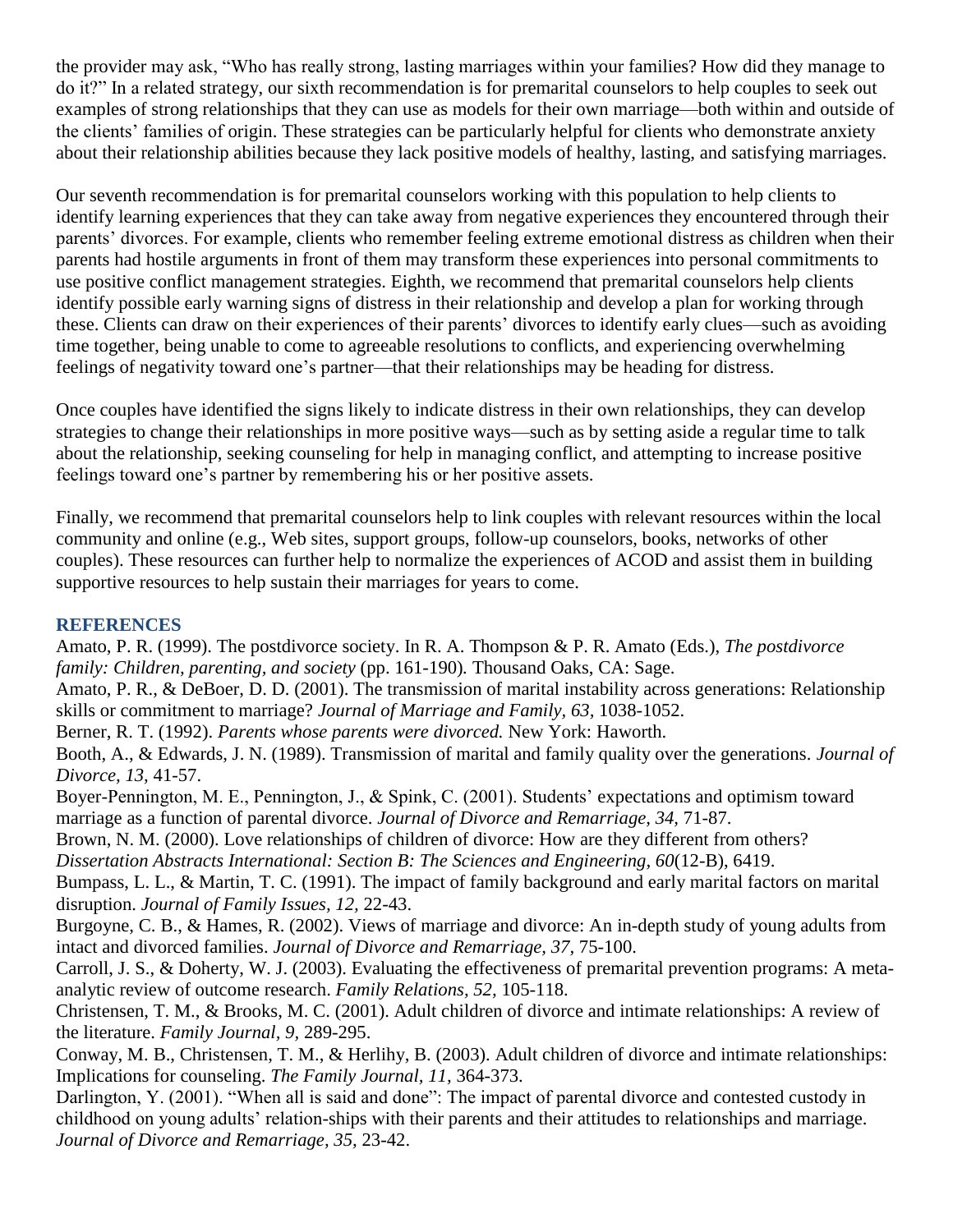the provider may ask, “Who has really strong, lasting marriages within your families? How did they manage to do it?” In a related strategy, our sixth recommendation is for premarital counselors to help couples to seek out examples of strong relationships that they can use as models for their own marriage—both within and outside of the clients’ families of origin. These strategies can be particularly helpful for clients who demonstrate anxiety about their relationship abilities because they lack positive models of healthy, lasting, and satisfying marriages.

Our seventh recommendation is for premarital counselors working with this population to help clients to identify learning experiences that they can take away from negative experiences they encountered through their parents’ divorces. For example, clients who remember feeling extreme emotional distress as children when their parents had hostile arguments in front of them may transform these experiences into personal commitments to use positive conflict management strategies. Eighth, we recommend that premarital counselors help clients identify possible early warning signs of distress in their relationship and develop a plan for working through these. Clients can draw on their experiences of their parents’ divorces to identify early clues—such as avoiding time together, being unable to come to agreeable resolutions to conflicts, and experiencing overwhelming feelings of negativity toward one’s partner—that their relationships may be heading for distress.

Once couples have identified the signs likely to indicate distress in their own relationships, they can develop strategies to change their relationships in more positive ways—such as by setting aside a regular time to talk about the relationship, seeking counseling for help in managing conflict, and attempting to increase positive feelings toward one’s partner by remembering his or her positive assets.

Finally, we recommend that premarital counselors help to link couples with relevant resources within the local community and online (e.g., Web sites, support groups, follow-up counselors, books, networks of other couples). These resources can further help to normalize the experiences of ACOD and assist them in building supportive resources to help sustain their marriages for years to come.

## REFERENCES

Amato, P. R. (1999). The postdivorce society. In R. A. Thompson & P. R. Amato (Eds.), *The postdivorce family: Children, parenting, and society* (pp. 161-190)*.* Thousand Oaks, CA: Sage.

Amato, P. R., & DeBoer, D. D. (2001). The transmission of marital instability across generations: Relationship skills or commitment to marriage? *Journal of Marriage and Family, 63,* 1038-1052.

Berner, R. T. (1992). *Parents whose parents were divorced.* New York: Haworth.

Booth, A., & Edwards, J. N. (1989). Transmission of marital and family quality over the generations. *Journal of Divorce, 13,* 41-57.

Boyer-Pennington, M. E., Pennington, J., & Spink, C. (2001). Students’ expectations and optimism toward marriage as a function of parental divorce. *Journal of Divorce and Remarriage, 34,* 71-87.

Brown, N. M. (2000). Love relationships of children of divorce: How are they different from others? *Dissertation Abstracts International: Section B: The Sciences and Engineering, 60*(12-B), 6419.

Bumpass, L. L., & Martin, T. C. (1991). The impact of family background and early marital factors on marital disruption. *Journal of Family Issues, 12,* 22-43.

Burgoyne, C. B., & Hames, R. (2002). Views of marriage and divorce: An in-depth study of young adults from intact and divorced families. *Journal of Divorce and Remarriage, 37,* 75-100.

Carroll, J. S., & Doherty, W. J. (2003). Evaluating the effectiveness of premarital prevention programs: A meta-analytic review of outcome research. *Family Relations, 52,* 105-118.

Christensen, T. M., & Brooks, M. C. (2001). Adult children of divorce and intimate relationships: A review of the literature. *Family Journal, 9,* 289-295.

Conway, M. B., Christensen, T. M., & Herlihy, B. (2003). Adult children of divorce and intimate relationships: Implications for counseling. *The Family Journal, 11,* 364-373.

Darlington, Y. (2001). “When all is said and done”: The impact of parental divorce and contested custody in childhood on young adults’ relation-ships with their parents and their attitudes to relationships and marriage. *Journal of Divorce and Remarriage, 35,* 23-42.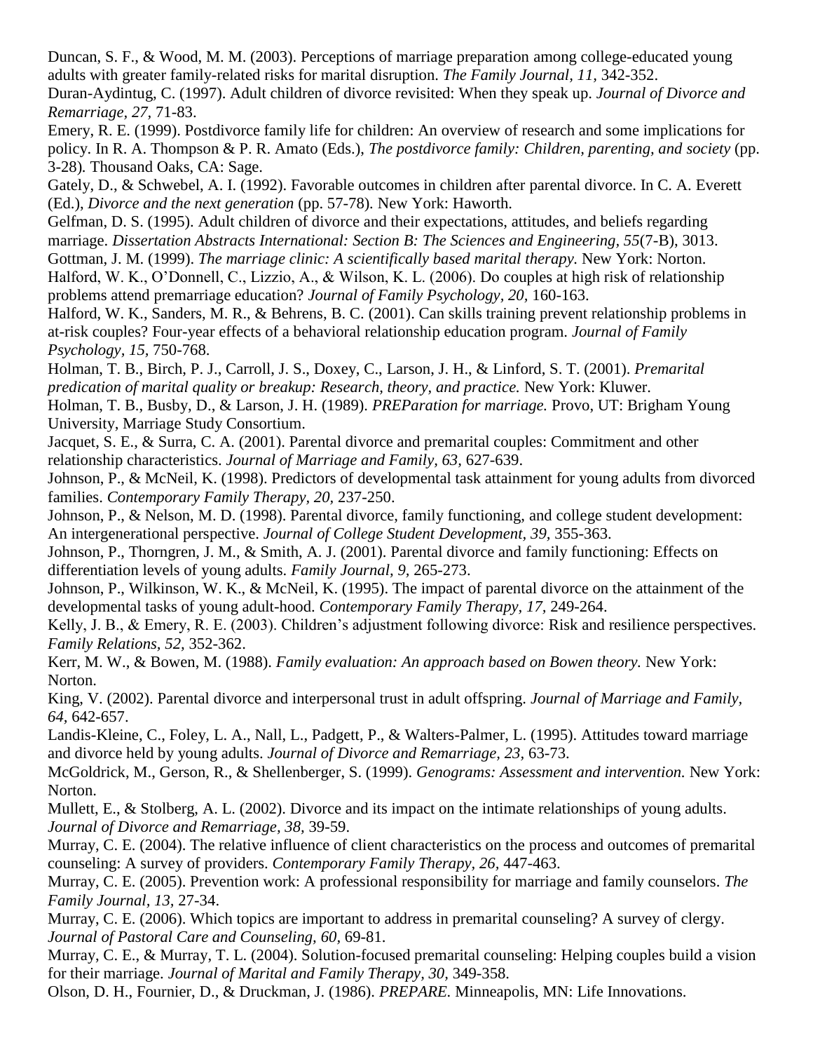Duncan, S. F., & Wood, M. M. (2003). Perceptions of marriage preparation among college-educated young adults with greater family-related risks for marital disruption. *The Family Journal, 11,* 342-352.

Duran-Aydintug, C. (1997). Adult children of divorce revisited: When they speak up. *Journal of Divorce and Remarriage, 27,* 71-83.

Emery, R. E. (1999). Postdivorce family life for children: An overview of research and some implications for policy. In R. A. Thompson & P. R. Amato (Eds.), *The postdivorce family: Children, parenting, and society* (pp. 3-28). Thousand Oaks, CA: Sage.

Gately, D., & Schwebel, A. I. (1992). Favorable outcomes in children after parental divorce. In C. A. Everett (Ed.), *Divorce and the next generation* (pp. 57-78). New York: Haworth.

Gelfman, D. S. (1995). Adult children of divorce and their expectations, attitudes, and beliefs regarding marriage. *Dissertation Abstracts International: Section B: The Sciences and Engineering, 55*(7-B), 3013.

Gottman, J. M. (1999). *The marriage clinic: A scientifically based marital therapy.* New York: Norton.

Halford, W. K., O'Donnell, C., Lizzio, A., & Wilson, K. L. (2006). Do couples at high risk of relationship problems attend premarriage education? *Journal of Family Psychology, 20,* 160-163.

Halford, W. K., Sanders, M. R., & Behrens, B. C. (2001). Can skills training prevent relationship problems in at-risk couples? Four-year effects of a behavioral relationship education program. *Journal of Family Psychology, 15,* 750-768.

Holman, T. B., Birch, P. J., Carroll, J. S., Doxey, C., Larson, J. H., & Linford, S. T. (2001). *Premarital predication of marital quality or breakup: Research, theory, and practice.* New York: Kluwer.

Holman, T. B., Busby, D., & Larson, J. H. (1989). *PREParation for marriage.* Provo, UT: Brigham Young University, Marriage Study Consortium.

Jacquet, S. E., & Surra, C. A. (2001). Parental divorce and premarital couples: Commitment and other relationship characteristics. *Journal of Marriage and Family, 63,* 627-639.

Johnson, P., & McNeil, K. (1998). Predictors of developmental task attainment for young adults from divorced families. *Contemporary Family Therapy, 20,* 237-250.

Johnson, P., & Nelson, M. D. (1998). Parental divorce, family functioning, and college student development: An intergenerational perspective. *Journal of College Student Development, 39,* 355-363.

Johnson, P., Thorngren, J. M., & Smith, A. J. (2001). Parental divorce and family functioning: Effects on differentiation levels of young adults. *Family Journal, 9,* 265-273.

Johnson, P., Wilkinson, W. K., & McNeil, K. (1995). The impact of parental divorce on the attainment of the developmental tasks of young adult-hood. *Contemporary Family Therapy, 17,* 249-264.

Kelly, J. B., & Emery, R. E. (2003). Children's adjustment following divorce: Risk and resilience perspectives. *Family Relations, 52,* 352-362.

Kerr, M. W., & Bowen, M. (1988). *Family evaluation: An approach based on Bowen theory.* New York: Norton.

King, V. (2002). Parental divorce and interpersonal trust in adult offspring. *Journal of Marriage and Family, 64,* 642-657.

Landis-Kleine, C., Foley, L. A., Nall, L., Padgett, P., & Walters-Palmer, L. (1995). Attitudes toward marriage and divorce held by young adults. *Journal of Divorce and Remarriage, 23,* 63-73.

McGoldrick, M., Gerson, R., & Shellenberger, S. (1999). *Genograms: Assessment and intervention.* New York: Norton.

Mullett, E., & Stolberg, A. L. (2002). Divorce and its impact on the intimate relationships of young adults. *Journal of Divorce and Remarriage, 38,* 39-59.

Murray, C. E. (2004). The relative influence of client characteristics on the process and outcomes of premarital counseling: A survey of providers. *Contemporary Family Therapy, 26,* 447-463.

Murray, C. E. (2005). Prevention work: A professional responsibility for marriage and family counselors. *The Family Journal, 13,* 27-34.

Murray, C. E. (2006). Which topics are important to address in premarital counseling? A survey of clergy. *Journal of Pastoral Care and Counseling, 60,* 69-81.

Murray, C. E., & Murray, T. L. (2004). Solution-focused premarital counseling: Helping couples build a vision for their marriage. *Journal of Marital and Family Therapy, 30,* 349-358.

Olson, D. H., Fournier, D., & Druckman, J. (1986). *PREPARE.* Minneapolis, MN: Life Innovations.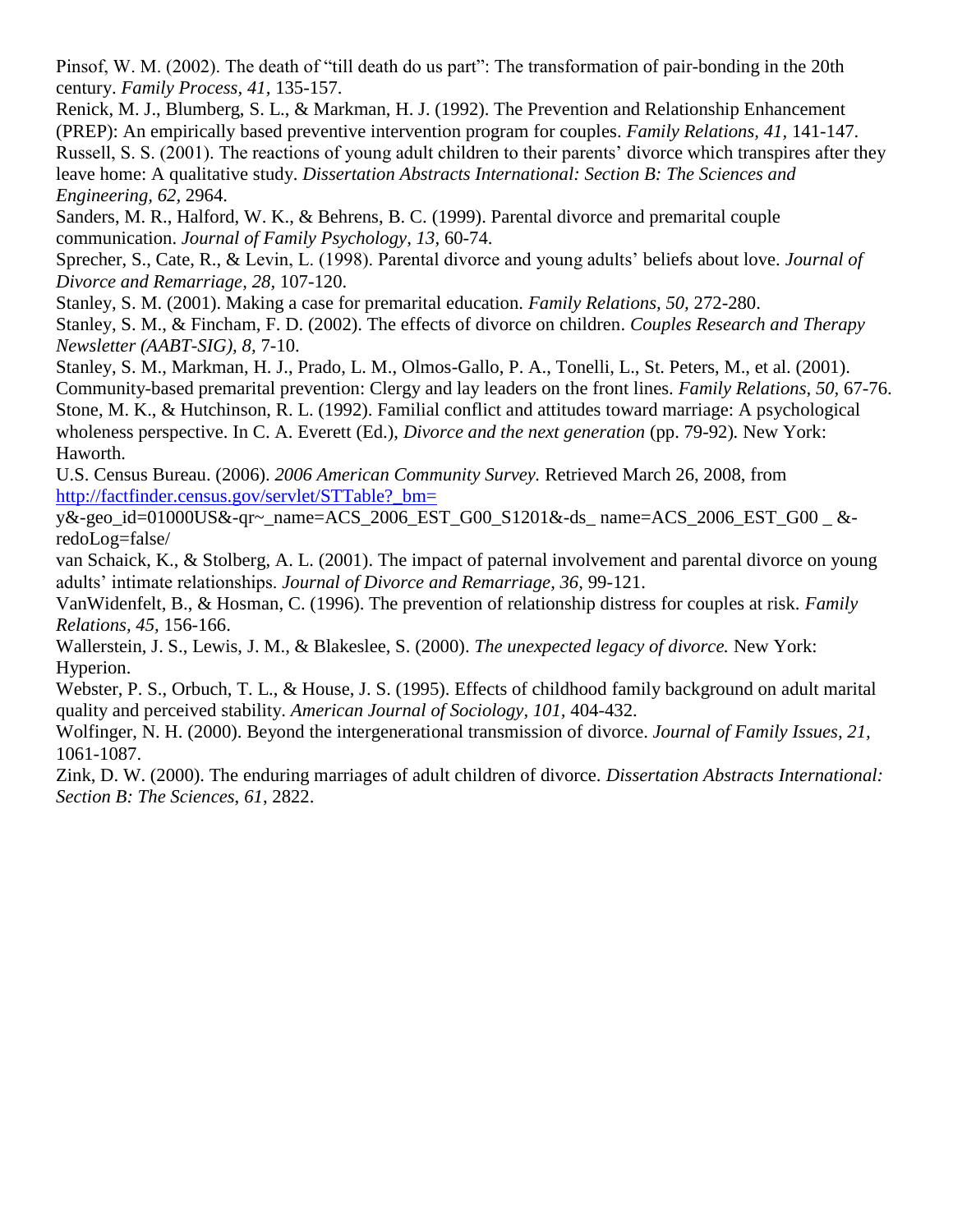Pinsof, W. M. (2002). The death of "till death do us part": The transformation of pair-bonding in the 20th century. *Family Process, 41,* 135-157.

Renick, M. J., Blumberg, S. L., & Markman, H. J. (1992). The Prevention and Relationship Enhancement (PREP): An empirically based preventive intervention program for couples. *Family Relations, 41,* 141-147.

Russell, S. S. (2001). The reactions of young adult children to their parents' divorce which transpires after they leave home: A qualitative study. *Dissertation Abstracts International: Section B: The Sciences and Engineering, 62,* 2964.

Sanders, M. R., Halford, W. K., & Behrens, B. C. (1999). Parental divorce and premarital couple communication. *Journal of Family Psychology, 13,* 60-74.

Sprecher, S., Cate, R., & Levin, L. (1998). Parental divorce and young adults' beliefs about love. *Journal of Divorce and Remarriage, 28,* 107-120.

Stanley, S. M. (2001). Making a case for premarital education. *Family Relations, 50,* 272-280.

Stanley, S. M., & Fincham, F. D. (2002). The effects of divorce on children. *Couples Research and Therapy Newsletter (AABT-SIG), 8,* 7-10.

Stanley, S. M., Markman, H. J., Prado, L. M., Olmos-Gallo, P. A., Tonelli, L., St. Peters, M., et al. (2001). Community-based premarital prevention: Clergy and lay leaders on the front lines. *Family Relations, 50,* 67-76.

Stone, M. K., & Hutchinson, R. L. (1992). Familial conflict and attitudes toward marriage: A psychological wholeness perspective. In C. A. Everett (Ed.), *Divorce and the next generation* (pp. 79-92). New York: Haworth.

U.S. Census Bureau. (2006). *2006 American Community Survey.* Retrieved March 26, 2008, from http://factfinder.census.gov/servlet/STTable?_bm= y&-geo_id=01000US&-qr~_name=ACS_2006_EST_G00_S1201&-ds_ name=ACS_2006_EST_G00 _ &-redoLog=false/

van Schaick, K., & Stolberg, A. L. (2001). The impact of paternal involvement and parental divorce on young adults' intimate relationships. *Journal of Divorce and Remarriage, 36,* 99-121.

VanWidenfelt, B., & Hosman, C. (1996). The prevention of relationship distress for couples at risk. *Family Relations, 45,* 156-166.

Wallerstein, J. S., Lewis, J. M., & Blakeslee, S. (2000). *The unexpected legacy of divorce.* New York: Hyperion.

Webster, P. S., Orbuch, T. L., & House, J. S. (1995). Effects of childhood family background on adult marital quality and perceived stability. *American Journal of Sociology, 101,* 404-432.

Wolfinger, N. H. (2000). Beyond the intergenerational transmission of divorce. *Journal of Family Issues, 21,* 1061-1087.

Zink, D. W. (2000). The enduring marriages of adult children of divorce. *Dissertation Abstracts International: Section B: The Sciences, 61,* 2822.